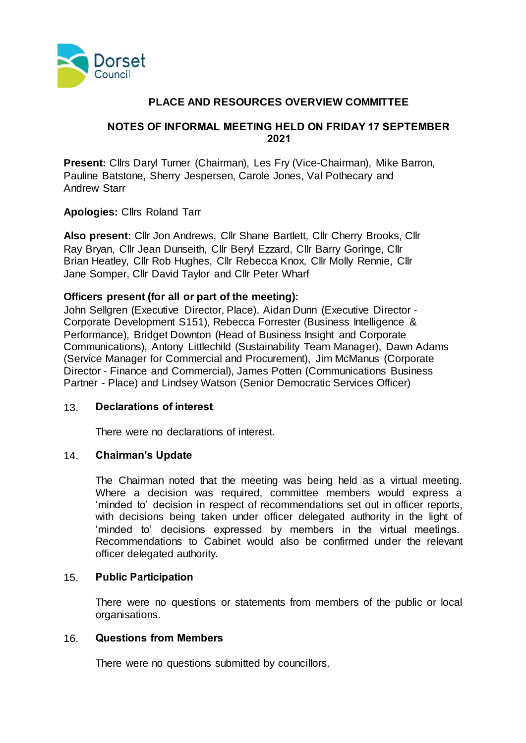Dorset Council

# PLACE AND RESOURCES OVERVIEW COMMITTEE

## NOTES OF INFORMAL MEETING HELD ON FRIDAY 17 SEPTEMBER 2021

**Present:** Cllrs Daryl Turner (Chairman), Les Fry (Vice-Chairman), Mike Barron, Pauline Batstone, Sherry Jespersen, Carole Jones, Val Pothecary and Andrew Starr

**Apologies:** Cllrs Roland Tarr

**Also present:** Cllr Jon Andrews, Cllr Shane Bartlett, Cllr Cherry Brooks, Cllr Ray Bryan, Cllr Jean Dunseith, Cllr Beryl Ezzard, Cllr Barry Goringe, Cllr Brian Heatley, Cllr Rob Hughes, Cllr Rebecca Knox, Cllr Molly Rennie, Cllr Jane Somper, Cllr David Taylor and Cllr Peter Wharf

**Officers present (for all or part of the meeting):**
John Sellgren (Executive Director, Place), Aidan Dunn (Executive Director - Corporate Development S151), Rebecca Forrester (Business Intelligence & Performance), Bridget Downton (Head of Business Insight and Corporate Communications), Antony Littlechild (Sustainability Team Manager), Dawn Adams (Service Manager for Commercial and Procurement), Jim McManus (Corporate Director - Finance and Commercial), James Potten (Communications Business Partner - Place) and Lindsey Watson (Senior Democratic Services Officer)

### 13. Declarations of interest

There were no declarations of interest.

### 14. Chairman's Update

The Chairman noted that the meeting was being held as a virtual meeting. Where a decision was required, committee members would express a 'minded to' decision in respect of recommendations set out in officer reports, with decisions being taken under officer delegated authority in the light of 'minded to' decisions expressed by members in the virtual meetings. Recommendations to Cabinet would also be confirmed under the relevant officer delegated authority.

### 15. Public Participation

There were no questions or statements from members of the public or local organisations.

### 16. Questions from Members

There were no questions submitted by councillors.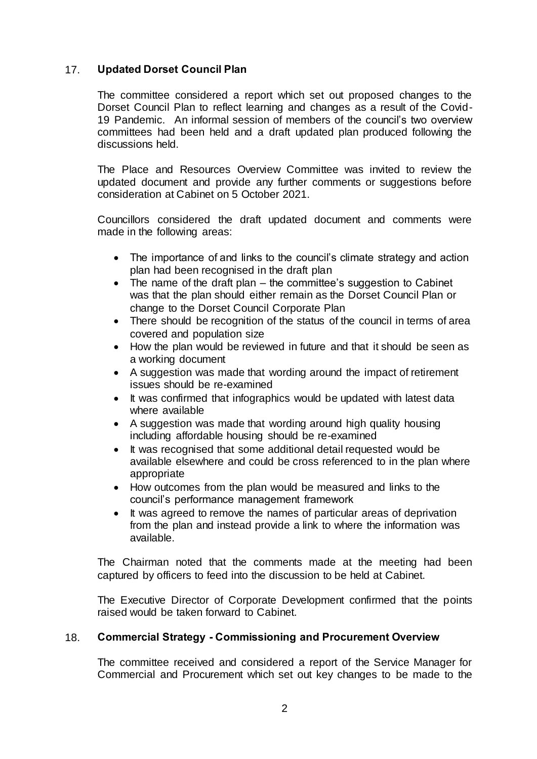## 17. **Updated Dorset Council Plan**

The committee considered a report which set out proposed changes to the Dorset Council Plan to reflect learning and changes as a result of the Covid-19 Pandemic. An informal session of members of the council's two overview committees had been held and a draft updated plan produced following the discussions held.

The Place and Resources Overview Committee was invited to review the updated document and provide any further comments or suggestions before consideration at Cabinet on 5 October 2021.

Councillors considered the draft updated document and comments were made in the following areas:

- The importance of and links to the council's climate strategy and action plan had been recognised in the draft plan
- The name of the draft plan – the committee's suggestion to Cabinet was that the plan should either remain as the Dorset Council Plan or change to the Dorset Council Corporate Plan
- There should be recognition of the status of the council in terms of area covered and population size
- How the plan would be reviewed in future and that it should be seen as a working document
- A suggestion was made that wording around the impact of retirement issues should be re-examined
- It was confirmed that infographics would be updated with latest data where available
- A suggestion was made that wording around high quality housing including affordable housing should be re-examined
- It was recognised that some additional detail requested would be available elsewhere and could be cross referenced to in the plan where appropriate
- How outcomes from the plan would be measured and links to the council's performance management framework
- It was agreed to remove the names of particular areas of deprivation from the plan and instead provide a link to where the information was available.

The Chairman noted that the comments made at the meeting had been captured by officers to feed into the discussion to be held at Cabinet.

The Executive Director of Corporate Development confirmed that the points raised would be taken forward to Cabinet.

## 18. **Commercial Strategy - Commissioning and Procurement Overview**

The committee received and considered a report of the Service Manager for Commercial and Procurement which set out key changes to be made to the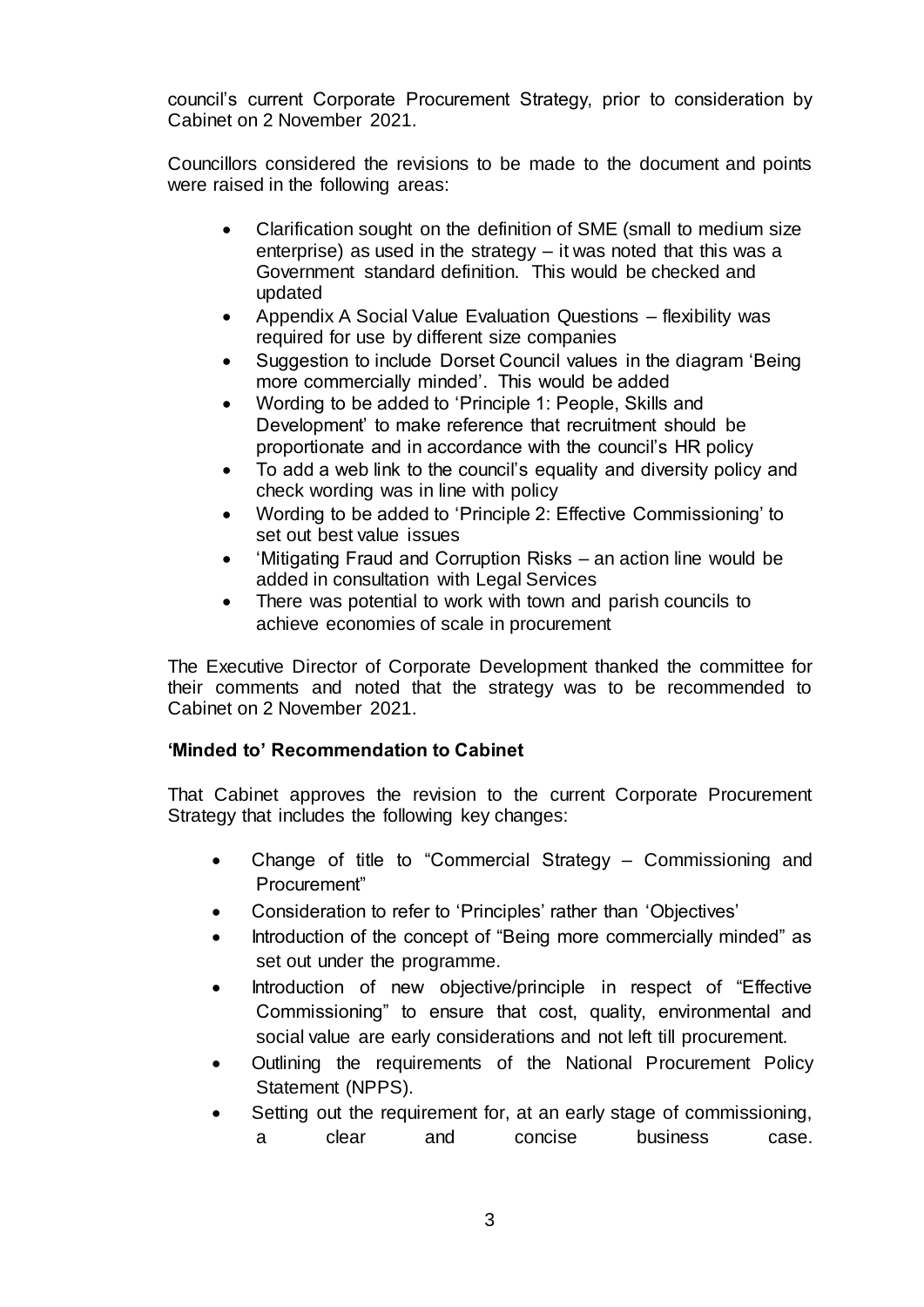council's current Corporate Procurement Strategy, prior to consideration by Cabinet on 2 November 2021.

Councillors considered the revisions to be made to the document and points were raised in the following areas:

- Clarification sought on the definition of SME (small to medium size enterprise) as used in the strategy – it was noted that this was a Government standard definition. This would be checked and updated
- Appendix A Social Value Evaluation Questions – flexibility was required for use by different size companies
- Suggestion to include Dorset Council values in the diagram 'Being more commercially minded'. This would be added
- Wording to be added to 'Principle 1: People, Skills and Development' to make reference that recruitment should be proportionate and in accordance with the council's HR policy
- To add a web link to the council's equality and diversity policy and check wording was in line with policy
- Wording to be added to 'Principle 2: Effective Commissioning' to set out best value issues
- 'Mitigating Fraud and Corruption Risks – an action line would be added in consultation with Legal Services
- There was potential to work with town and parish councils to achieve economies of scale in procurement

The Executive Director of Corporate Development thanked the committee for their comments and noted that the strategy was to be recommended to Cabinet on 2 November 2021.

**'Minded to' Recommendation to Cabinet**

That Cabinet approves the revision to the current Corporate Procurement Strategy that includes the following key changes:

- Change of title to "Commercial Strategy – Commissioning and Procurement"
- Consideration to refer to 'Principles' rather than 'Objectives'
- Introduction of the concept of "Being more commercially minded" as set out under the programme.
- Introduction of new objective/principle in respect of "Effective Commissioning" to ensure that cost, quality, environmental and social value are early considerations and not left till procurement.
- Outlining the requirements of the National Procurement Policy Statement (NPPS).
- Setting out the requirement for, at an early stage of commissioning, a clear and concise business case.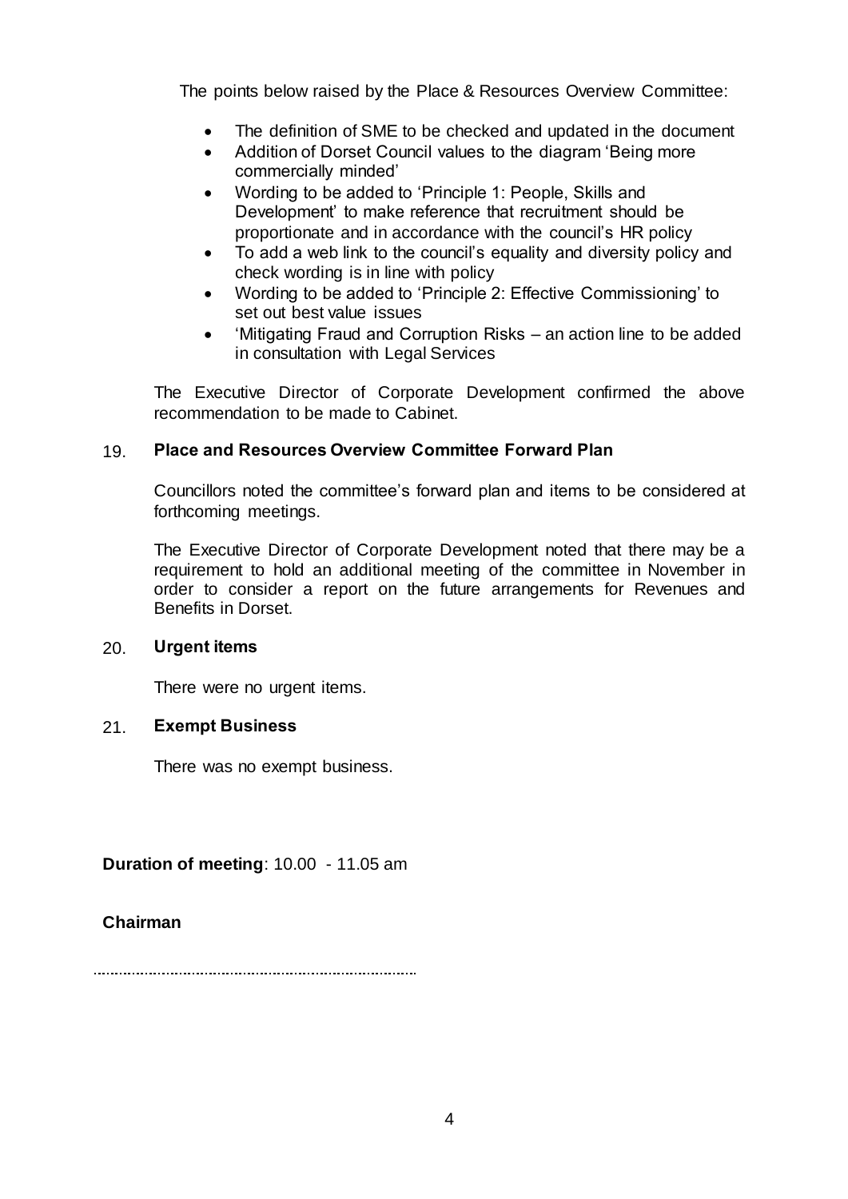The points below raised by the Place & Resources Overview Committee:

- The definition of SME to be checked and updated in the document
- Addition of Dorset Council values to the diagram 'Being more commercially minded'
- Wording to be added to 'Principle 1: People, Skills and Development' to make reference that recruitment should be proportionate and in accordance with the council's HR policy
- To add a web link to the council's equality and diversity policy and check wording is in line with policy
- Wording to be added to 'Principle 2: Effective Commissioning' to set out best value issues
- 'Mitigating Fraud and Corruption Risks – an action line to be added in consultation with Legal Services

The Executive Director of Corporate Development confirmed the above recommendation to be made to Cabinet.

## 19. Place and Resources Overview Committee Forward Plan

Councillors noted the committee's forward plan and items to be considered at forthcoming meetings.

The Executive Director of Corporate Development noted that there may be a requirement to hold an additional meeting of the committee in November in order to consider a report on the future arrangements for Revenues and Benefits in Dorset.

## 20. Urgent items

There were no urgent items.

## 21. Exempt Business

There was no exempt business.

**Duration of meeting**: 10.00 - 11.05 am

**Chairman**

..............................................................................